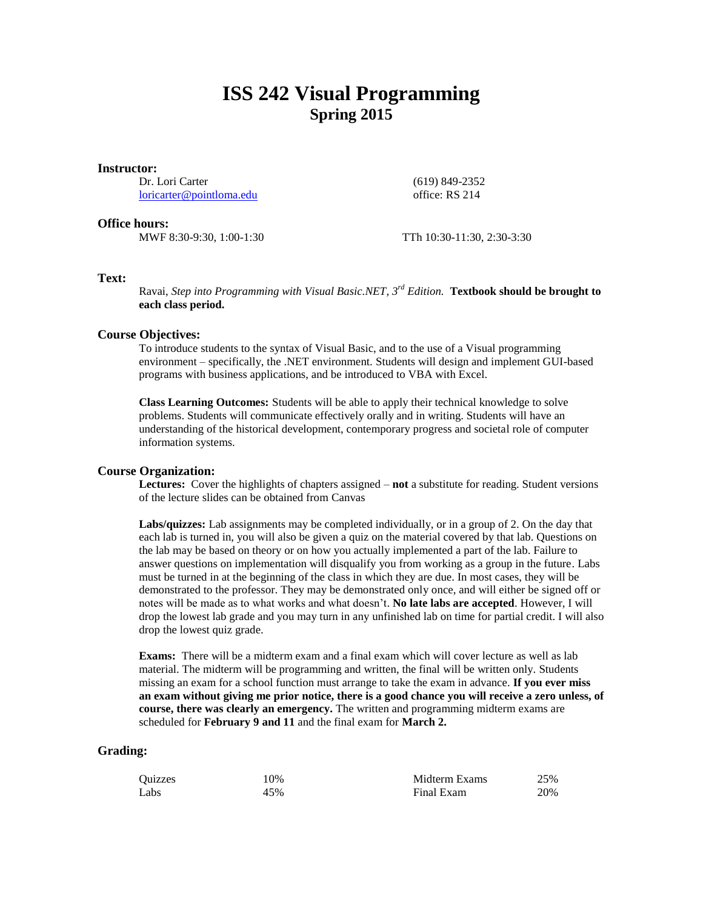# ISS 242 Visual Programming
## Spring 2015

### Instructor:

Dr. Lori Carter
loricarter@pointloma.edu

(619) 849-2352
office: RS 214

### Office hours:

MWF 8:30-9:30, 1:00-1:30

TTh 10:30-11:30, 2:30-3:30

### Text:

Ravai, *Step into Programming with Visual Basic.NET, 3rd Edition.* **Textbook should be brought to each class period.**

### Course Objectives:

To introduce students to the syntax of Visual Basic, and to the use of a Visual programming environment – specifically, the .NET environment. Students will design and implement GUI-based programs with business applications, and be introduced to VBA with Excel.

**Class Learning Outcomes:** Students will be able to apply their technical knowledge to solve problems. Students will communicate effectively orally and in writing. Students will have an understanding of the historical development, contemporary progress and societal role of computer information systems.

### Course Organization:

**Lectures:** Cover the highlights of chapters assigned – **not** a substitute for reading. Student versions of the lecture slides can be obtained from Canvas

**Labs/quizzes:** Lab assignments may be completed individually, or in a group of 2. On the day that each lab is turned in, you will also be given a quiz on the material covered by that lab. Questions on the lab may be based on theory or on how you actually implemented a part of the lab. Failure to answer questions on implementation will disqualify you from working as a group in the future. Labs must be turned in at the beginning of the class in which they are due. In most cases, they will be demonstrated to the professor. They may be demonstrated only once, and will either be signed off or notes will be made as to what works and what doesn't. **No late labs are accepted**. However, I will drop the lowest lab grade and you may turn in any unfinished lab on time for partial credit. I will also drop the lowest quiz grade.

**Exams:** There will be a midterm exam and a final exam which will cover lecture as well as lab material. The midterm will be programming and written, the final will be written only. Students missing an exam for a school function must arrange to take the exam in advance. **If you ever miss an exam without giving me prior notice, there is a good chance you will receive a zero unless, of course, there was clearly an emergency.** The written and programming midterm exams are scheduled for **February 9 and 11** and the final exam for **March 2.**

### Grading:

| | | | |
|---|---|---|---|
| Quizzes | 10% | Midterm Exams | 25% |
| Labs | 45% | Final Exam | 20% |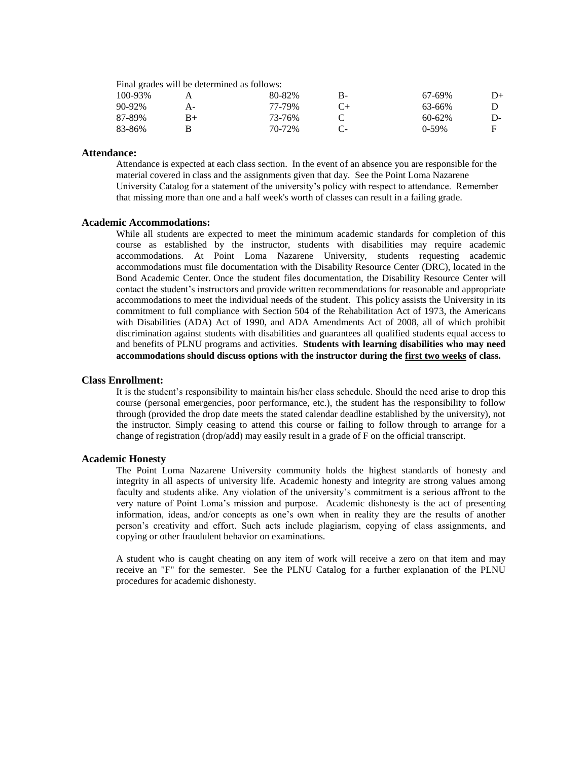Final grades will be determined as follows:

| | | | | | |
|---|---|---|---|---|---|
| 100-93% | A | 80-82% | B- | 67-69% | D+ |
| 90-92% | A- | 77-79% | C+ | 63-66% | D |
| 87-89% | B+ | 73-76% | C | 60-62% | D- |
| 83-86% | B | 70-72% | C- | 0-59% | F |

### Attendance:

Attendance is expected at each class section. In the event of an absence you are responsible for the material covered in class and the assignments given that day. See the Point Loma Nazarene University Catalog for a statement of the university's policy with respect to attendance. Remember that missing more than one and a half week's worth of classes can result in a failing grade.

### Academic Accommodations:

While all students are expected to meet the minimum academic standards for completion of this course as established by the instructor, students with disabilities may require academic accommodations. At Point Loma Nazarene University, students requesting academic accommodations must file documentation with the Disability Resource Center (DRC), located in the Bond Academic Center. Once the student files documentation, the Disability Resource Center will contact the student's instructors and provide written recommendations for reasonable and appropriate accommodations to meet the individual needs of the student. This policy assists the University in its commitment to full compliance with Section 504 of the Rehabilitation Act of 1973, the Americans with Disabilities (ADA) Act of 1990, and ADA Amendments Act of 2008, all of which prohibit discrimination against students with disabilities and guarantees all qualified students equal access to and benefits of PLNU programs and activities. **Students with learning disabilities who may need accommodations should discuss options with the instructor during the <u>first two weeks</u> of class.**

### Class Enrollment:

It is the student's responsibility to maintain his/her class schedule. Should the need arise to drop this course (personal emergencies, poor performance, etc.), the student has the responsibility to follow through (provided the drop date meets the stated calendar deadline established by the university), not the instructor. Simply ceasing to attend this course or failing to follow through to arrange for a change of registration (drop/add) may easily result in a grade of F on the official transcript.

### Academic Honesty

The Point Loma Nazarene University community holds the highest standards of honesty and integrity in all aspects of university life. Academic honesty and integrity are strong values among faculty and students alike. Any violation of the university's commitment is a serious affront to the very nature of Point Loma's mission and purpose. Academic dishonesty is the act of presenting information, ideas, and/or concepts as one's own when in reality they are the results of another person's creativity and effort. Such acts include plagiarism, copying of class assignments, and copying or other fraudulent behavior on examinations.

A student who is caught cheating on any item of work will receive a zero on that item and may receive an "F" for the semester. See the PLNU Catalog for a further explanation of the PLNU procedures for academic dishonesty.